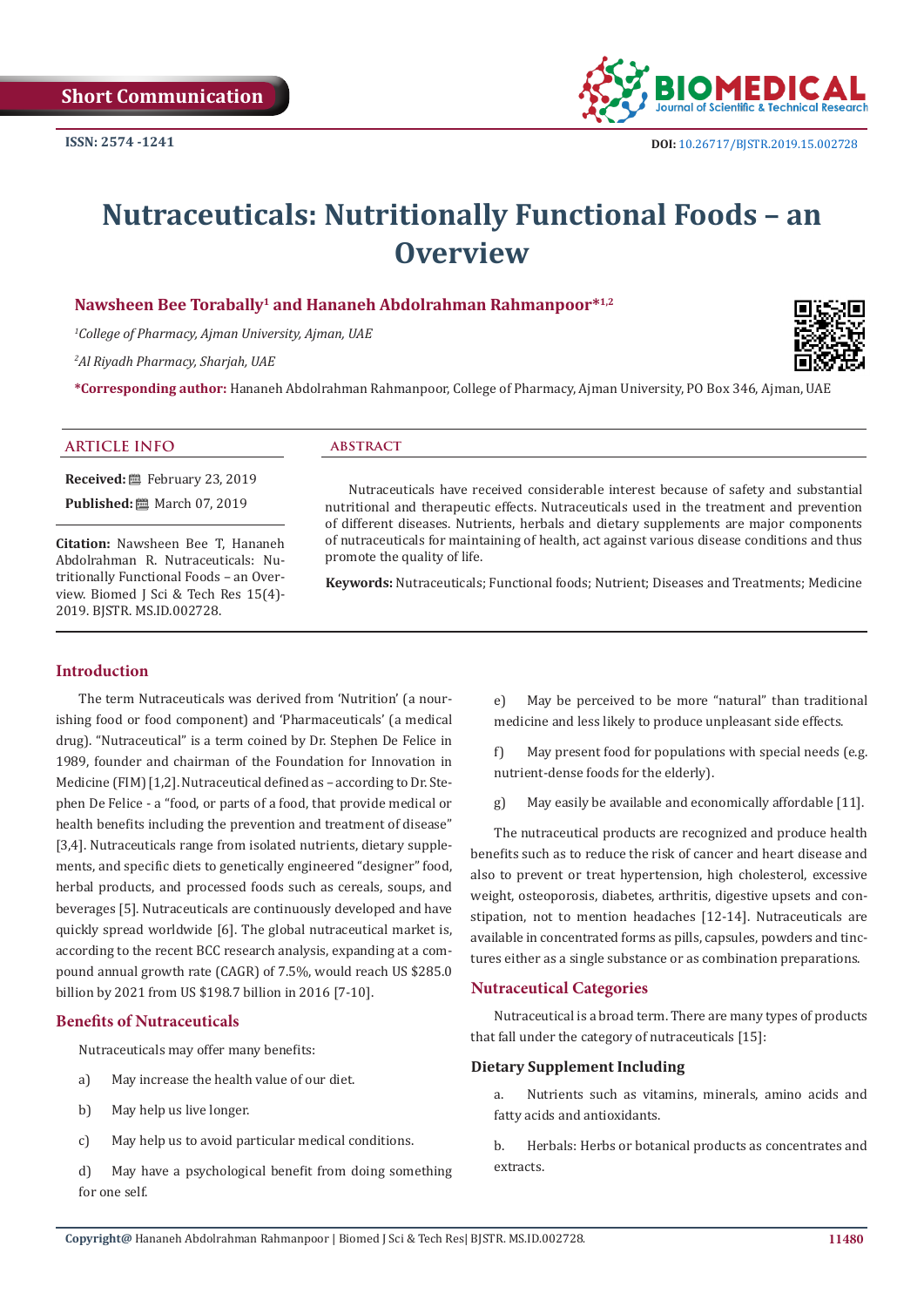Short Communication

ISSN: 2574 -1241

DOI: 10.26717/BJSTR.2019.15.002728

# Nutraceuticals: Nutritionally Functional Foods – an Overview

**Nawsheen Bee Torabally[1] and Hananeh Abdolrahman Rahmanpoor*[1,2]**

*[1]College of Pharmacy, Ajman University, Ajman, UAE*

*[2]Al Riyadh Pharmacy, Sharjah, UAE*

**\*Corresponding author:** Hananeh Abdolrahman Rahmanpoor, College of Pharmacy, Ajman University, PO Box 346, Ajman, UAE

## ARTICLE INFO

**Received:** February 23, 2019

**Published:** March 07, 2019

**Citation:** Nawsheen Bee T, Hananeh Abdolrahman R. Nutraceuticals: Nutritionally Functional Foods – an Overview. Biomed J Sci & Tech Res 15(4)-2019. BJSTR. MS.ID.002728.

## ABSTRACT

Nutraceuticals have received considerable interest because of safety and substantial nutritional and therapeutic effects. Nutraceuticals used in the treatment and prevention of different diseases. Nutrients, herbals and dietary supplements are major components of nutraceuticals for maintaining of health, act against various disease conditions and thus promote the quality of life.

**Keywords:** Nutraceuticals; Functional foods; Nutrient; Diseases and Treatments; Medicine

## Introduction

The term Nutraceuticals was derived from 'Nutrition' (a nourishing food or food component) and 'Pharmaceuticals' (a medical drug). "Nutraceutical" is a term coined by Dr. Stephen De Felice in 1989, founder and chairman of the Foundation for Innovation in Medicine (FIM) [1,2]. Nutraceutical defined as – according to Dr. Stephen De Felice - a "food, or parts of a food, that provide medical or health benefits including the prevention and treatment of disease" [3,4]. Nutraceuticals range from isolated nutrients, dietary supplements, and specific diets to genetically engineered "designer" food, herbal products, and processed foods such as cereals, soups, and beverages [5]. Nutraceuticals are continuously developed and have quickly spread worldwide [6]. The global nutraceutical market is, according to the recent BCC research analysis, expanding at a compound annual growth rate (CAGR) of 7.5%, would reach US $285.0 billion by 2021 from US $198.7 billion in 2016 [7-10].

## Benefits of Nutraceuticals

Nutraceuticals may offer many benefits:

a) May increase the health value of our diet.

b) May help us live longer.

c) May help us to avoid particular medical conditions.

d) May have a psychological benefit from doing something for one self.

e) May be perceived to be more "natural" than traditional medicine and less likely to produce unpleasant side effects.

f) May present food for populations with special needs (e.g. nutrient-dense foods for the elderly).

g) May easily be available and economically affordable [11].

The nutraceutical products are recognized and produce health benefits such as to reduce the risk of cancer and heart disease and also to prevent or treat hypertension, high cholesterol, excessive weight, osteoporosis, diabetes, arthritis, digestive upsets and constipation, not to mention headaches [12-14]. Nutraceuticals are available in concentrated forms as pills, capsules, powders and tinctures either as a single substance or as combination preparations.

## Nutraceutical Categories

Nutraceutical is a broad term. There are many types of products that fall under the category of nutraceuticals [15]:

### Dietary Supplement Including

a. Nutrients such as vitamins, minerals, amino acids and fatty acids and antioxidants.

b. Herbals: Herbs or botanical products as concentrates and extracts.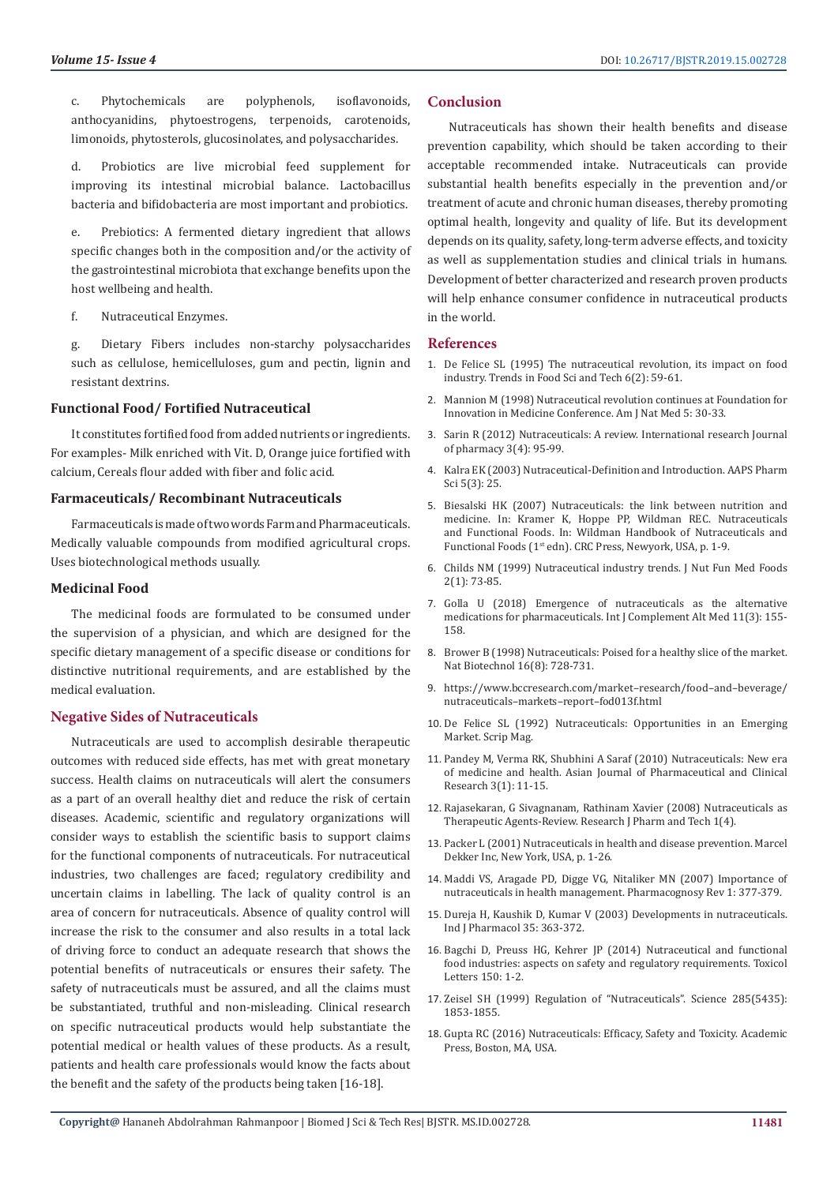c. Phytochemicals are polyphenols, isoflavonoids, anthocyanidins, phytoestrogens, terpenoids, carotenoids, limonoids, phytosterols, glucosinolates, and polysaccharides.

d. Probiotics are live microbial feed supplement for improving its intestinal microbial balance. Lactobacillus bacteria and bifidobacteria are most important and probiotics.

e. Prebiotics: A fermented dietary ingredient that allows specific changes both in the composition and/or the activity of the gastrointestinal microbiota that exchange benefits upon the host wellbeing and health.

f. Nutraceutical Enzymes.

g. Dietary Fibers includes non-starchy polysaccharides such as cellulose, hemicelluloses, gum and pectin, lignin and resistant dextrins.

### Functional Food/ Fortified Nutraceutical

It constitutes fortified food from added nutrients or ingredients. For examples- Milk enriched with Vit. D, Orange juice fortified with calcium, Cereals flour added with fiber and folic acid.

### Farmaceuticals/ Recombinant Nutraceuticals

Farmaceuticals is made of two words Farm and Pharmaceuticals. Medically valuable compounds from modified agricultural crops. Uses biotechnological methods usually.

### Medicinal Food

The medicinal foods are formulated to be consumed under the supervision of a physician, and which are designed for the specific dietary management of a specific disease or conditions for distinctive nutritional requirements, and are established by the medical evaluation.

## Negative Sides of Nutraceuticals

Nutraceuticals are used to accomplish desirable therapeutic outcomes with reduced side effects, has met with great monetary success. Health claims on nutraceuticals will alert the consumers as a part of an overall healthy diet and reduce the risk of certain diseases. Academic, scientific and regulatory organizations will consider ways to establish the scientific basis to support claims for the functional components of nutraceuticals. For nutraceutical industries, two challenges are faced; regulatory credibility and uncertain claims in labelling. The lack of quality control is an area of concern for nutraceuticals. Absence of quality control will increase the risk to the consumer and also results in a total lack of driving force to conduct an adequate research that shows the potential benefits of nutraceuticals or ensures their safety. The safety of nutraceuticals must be assured, and all the claims must be substantiated, truthful and non-misleading. Clinical research on specific nutraceutical products would help substantiate the potential medical or health values of these products. As a result, patients and health care professionals would know the facts about the benefit and the safety of the products being taken [16-18].

## Conclusion

Nutraceuticals has shown their health benefits and disease prevention capability, which should be taken according to their acceptable recommended intake. Nutraceuticals can provide substantial health benefits especially in the prevention and/or treatment of acute and chronic human diseases, thereby promoting optimal health, longevity and quality of life. But its development depends on its quality, safety, long-term adverse effects, and toxicity as well as supplementation studies and clinical trials in humans. Development of better characterized and research proven products will help enhance consumer confidence in nutraceutical products in the world.

## References

1. De Felice SL (1995) The nutraceutical revolution, its impact on food industry. Trends in Food Sci and Tech 6(2): 59-61.
2. Mannion M (1998) Nutraceutical revolution continues at Foundation for Innovation in Medicine Conference. Am J Nat Med 5: 30-33.
3. Sarin R (2012) Nutraceuticals: A review. International research Journal of pharmacy 3(4): 95-99.
4. Kalra EK (2003) Nutraceutical-Definition and Introduction. AAPS Pharm Sci 5(3): 25.
5. Biesalski HK (2007) Nutraceuticals: the link between nutrition and medicine. In: Kramer K, Hoppe PP, Wildman REC. Nutraceuticals and Functional Foods. In: Wildman Handbook of Nutraceuticals and Functional Foods (1st edn). CRC Press, Newyork, USA, p. 1-9.
6. Childs NM (1999) Nutraceutical industry trends. J Nut Fun Med Foods 2(1): 73-85.
7. Golla U (2018) Emergence of nutraceuticals as the alternative medications for pharmaceuticals. Int J Complement Alt Med 11(3): 155-158.
8. Brower B (1998) Nutraceuticals: Poised for a healthy slice of the market. Nat Biotechnol 16(8): 728-731.
9. https://www.bccresearch.com/market–research/food–and–beverage/nutraceuticals–markets–report–fod013f.html
10. De Felice SL (1992) Nutraceuticals: Opportunities in an Emerging Market. Scrip Mag.
11. Pandey M, Verma RK, Shubhini A Saraf (2010) Nutraceuticals: New era of medicine and health. Asian Journal of Pharmaceutical and Clinical Research 3(1): 11-15.
12. Rajasekaran, G Sivagnanam, Rathinam Xavier (2008) Nutraceuticals as Therapeutic Agents-Review. Research J Pharm and Tech 1(4).
13. Packer L (2001) Nutraceuticals in health and disease prevention. Marcel Dekker Inc, New York, USA, p. 1-26.
14. Maddi VS, Aragade PD, Digge VG, Nitaliker MN (2007) Importance of nutraceuticals in health management. Pharmacognosy Rev 1: 377-379.
15. Dureja H, Kaushik D, Kumar V (2003) Developments in nutraceuticals. Ind J Pharmacol 35: 363-372.
16. Bagchi D, Preuss HG, Kehrer JP (2014) Nutraceutical and functional food industries: aspects on safety and regulatory requirements. Toxicol Letters 150: 1-2.
17. Zeisel SH (1999) Regulation of "Nutraceuticals". Science 285(5435): 1853-1855.
18. Gupta RC (2016) Nutraceuticals: Efficacy, Safety and Toxicity. Academic Press, Boston, MA, USA.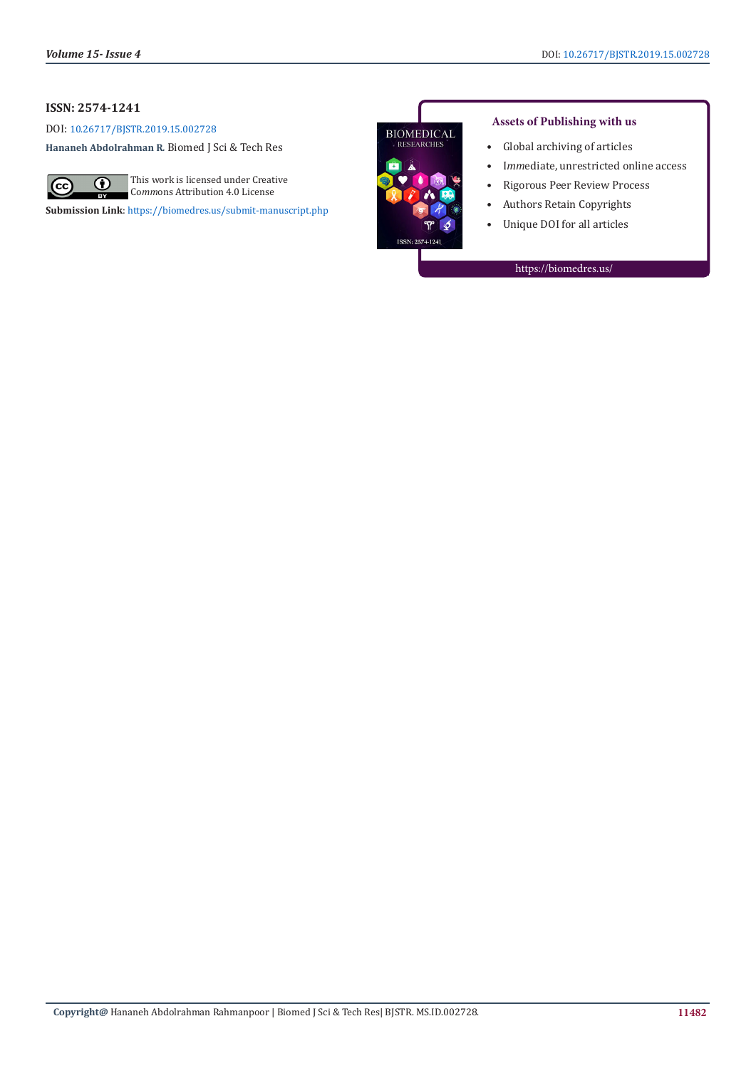**ISSN: 2574-1241**

DOI: 10.26717/BJSTR.2019.15.002728

**Hananeh Abdolrahman R.** Biomed J Sci & Tech Res

This work is licensed under Creative Commons Attribution 4.0 License

**Submission Link**: https://biomedres.us/submit-manuscript.php

### Assets of Publishing with us

- Global archiving of articles
- Immediate, unrestricted online access
- Rigorous Peer Review Process
- Authors Retain Copyrights
- Unique DOI for all articles

https://biomedres.us/